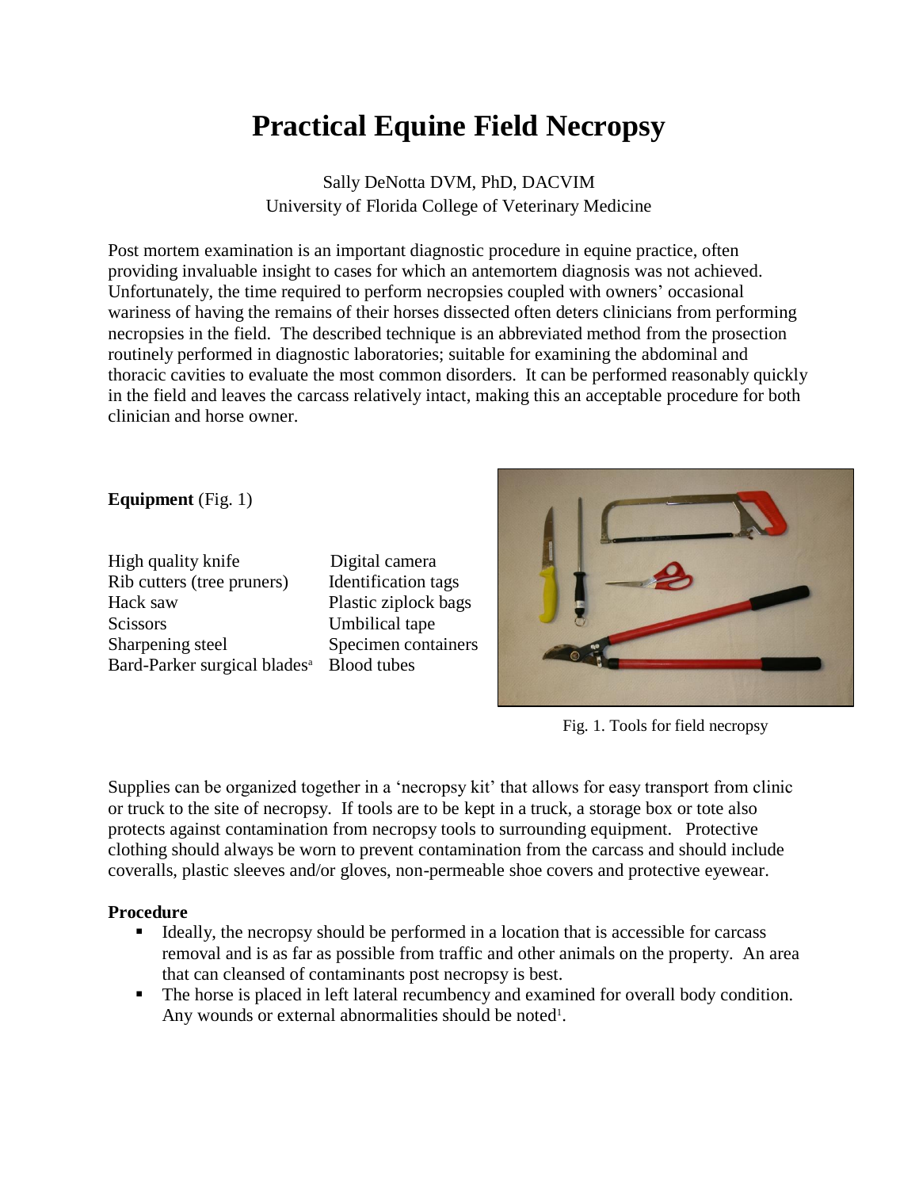# Practical Equine Field Necropsy

Sally DeNotta DVM, PhD, DACVIM
University of Florida College of Veterinary Medicine

Post mortem examination is an important diagnostic procedure in equine practice, often providing invaluable insight to cases for which an antemortem diagnosis was not achieved. Unfortunately, the time required to perform necropsies coupled with owners' occasional wariness of having the remains of their horses dissected often deters clinicians from performing necropsies in the field. The described technique is an abbreviated method from the prosection routinely performed in diagnostic laboratories; suitable for examining the abdominal and thoracic cavities to evaluate the most common disorders. It can be performed reasonably quickly in the field and leaves the carcass relatively intact, making this an acceptable procedure for both clinician and horse owner.

**Equipment** (Fig. 1)

| | |
|---|---|
| High quality knife | Digital camera |
| Rib cutters (tree pruners) | Identification tags |
| Hack saw | Plastic ziplock bags |
| Scissors | Umbilical tape |
| Sharpening steel | Specimen containers |
| Bard-Parker surgical blades[a] | Blood tubes |

Fig. 1. Tools for field necropsy

Supplies can be organized together in a 'necropsy kit' that allows for easy transport from clinic or truck to the site of necropsy. If tools are to be kept in a truck, a storage box or tote also protects against contamination from necropsy tools to surrounding equipment. Protective clothing should always be worn to prevent contamination from the carcass and should include coveralls, plastic sleeves and/or gloves, non-permeable shoe covers and protective eyewear.

**Procedure**

- Ideally, the necropsy should be performed in a location that is accessible for carcass removal and is as far as possible from traffic and other animals on the property. An area that can cleansed of contaminants post necropsy is best.
- The horse is placed in left lateral recumbency and examined for overall body condition. Any wounds or external abnormalities should be noted[1].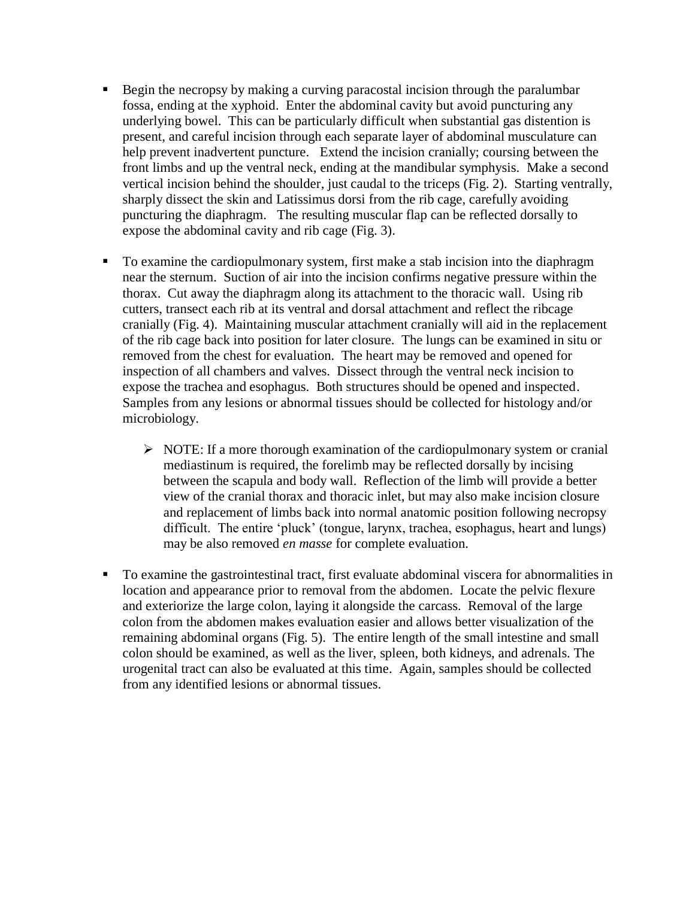- Begin the necropsy by making a curving paracostal incision through the paralumbar fossa, ending at the xyphoid. Enter the abdominal cavity but avoid puncturing any underlying bowel. This can be particularly difficult when substantial gas distention is present, and careful incision through each separate layer of abdominal musculature can help prevent inadvertent puncture. Extend the incision cranially; coursing between the front limbs and up the ventral neck, ending at the mandibular symphysis. Make a second vertical incision behind the shoulder, just caudal to the triceps (Fig. 2). Starting ventrally, sharply dissect the skin and Latissimus dorsi from the rib cage, carefully avoiding puncturing the diaphragm. The resulting muscular flap can be reflected dorsally to expose the abdominal cavity and rib cage (Fig. 3).

- To examine the cardiopulmonary system, first make a stab incision into the diaphragm near the sternum. Suction of air into the incision confirms negative pressure within the thorax. Cut away the diaphragm along its attachment to the thoracic wall. Using rib cutters, transect each rib at its ventral and dorsal attachment and reflect the ribcage cranially (Fig. 4). Maintaining muscular attachment cranially will aid in the replacement of the rib cage back into position for later closure. The lungs can be examined in situ or removed from the chest for evaluation. The heart may be removed and opened for inspection of all chambers and valves. Dissect through the ventral neck incision to expose the trachea and esophagus. Both structures should be opened and inspected. Samples from any lesions or abnormal tissues should be collected for histology and/or microbiology.

  - NOTE: If a more thorough examination of the cardiopulmonary system or cranial mediastinum is required, the forelimb may be reflected dorsally by incising between the scapula and body wall. Reflection of the limb will provide a better view of the cranial thorax and thoracic inlet, but may also make incision closure and replacement of limbs back into normal anatomic position following necropsy difficult. The entire 'pluck' (tongue, larynx, trachea, esophagus, heart and lungs) may be also removed *en masse* for complete evaluation.

- To examine the gastrointestinal tract, first evaluate abdominal viscera for abnormalities in location and appearance prior to removal from the abdomen. Locate the pelvic flexure and exteriorize the large colon, laying it alongside the carcass. Removal of the large colon from the abdomen makes evaluation easier and allows better visualization of the remaining abdominal organs (Fig. 5). The entire length of the small intestine and small colon should be examined, as well as the liver, spleen, both kidneys, and adrenals. The urogenital tract can also be evaluated at this time. Again, samples should be collected from any identified lesions or abnormal tissues.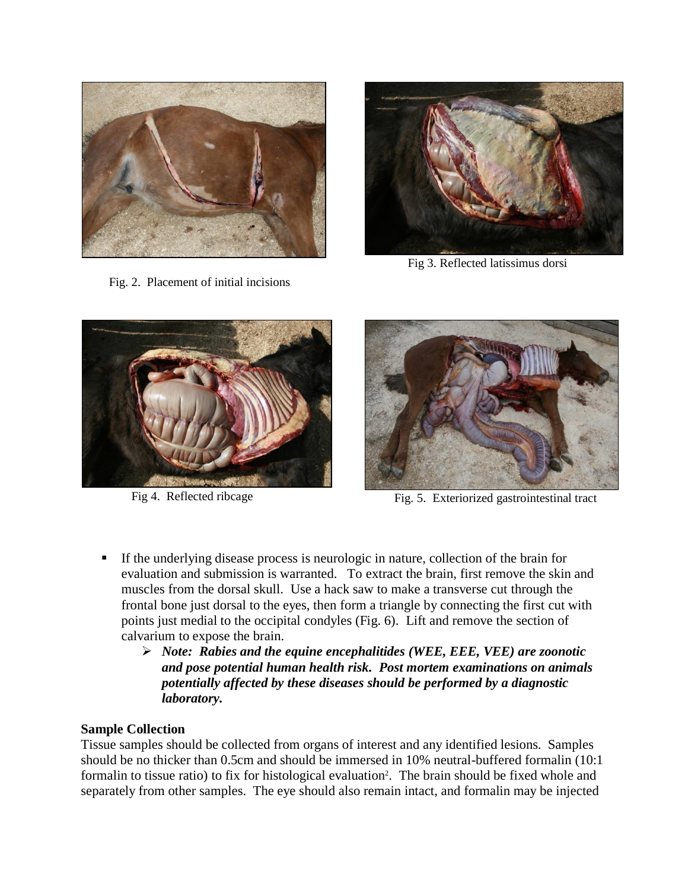Fig. 2. Placement of initial incisions

Fig 3. Reflected latissimus dorsi

Fig 4. Reflected ribcage

Fig. 5. Exteriorized gastrointestinal tract

- If the underlying disease process is neurologic in nature, collection of the brain for evaluation and submission is warranted. To extract the brain, first remove the skin and muscles from the dorsal skull. Use a hack saw to make a transverse cut through the frontal bone just dorsal to the eyes, then form a triangle by connecting the first cut with points just medial to the occipital condyles (Fig. 6). Lift and remove the section of calvarium to expose the brain.
    - ***Note: Rabies and the equine encephalitides (WEE, EEE, VEE) are zoonotic and pose potential human health risk. Post mortem examinations on animals potentially affected by these diseases should be performed by a diagnostic laboratory.***

**Sample Collection**

Tissue samples should be collected from organs of interest and any identified lesions. Samples should be no thicker than 0.5cm and should be immersed in 10% neutral-buffered formalin (10:1 formalin to tissue ratio) to fix for histological evaluation[2]. The brain should be fixed whole and separately from other samples. The eye should also remain intact, and formalin may be injected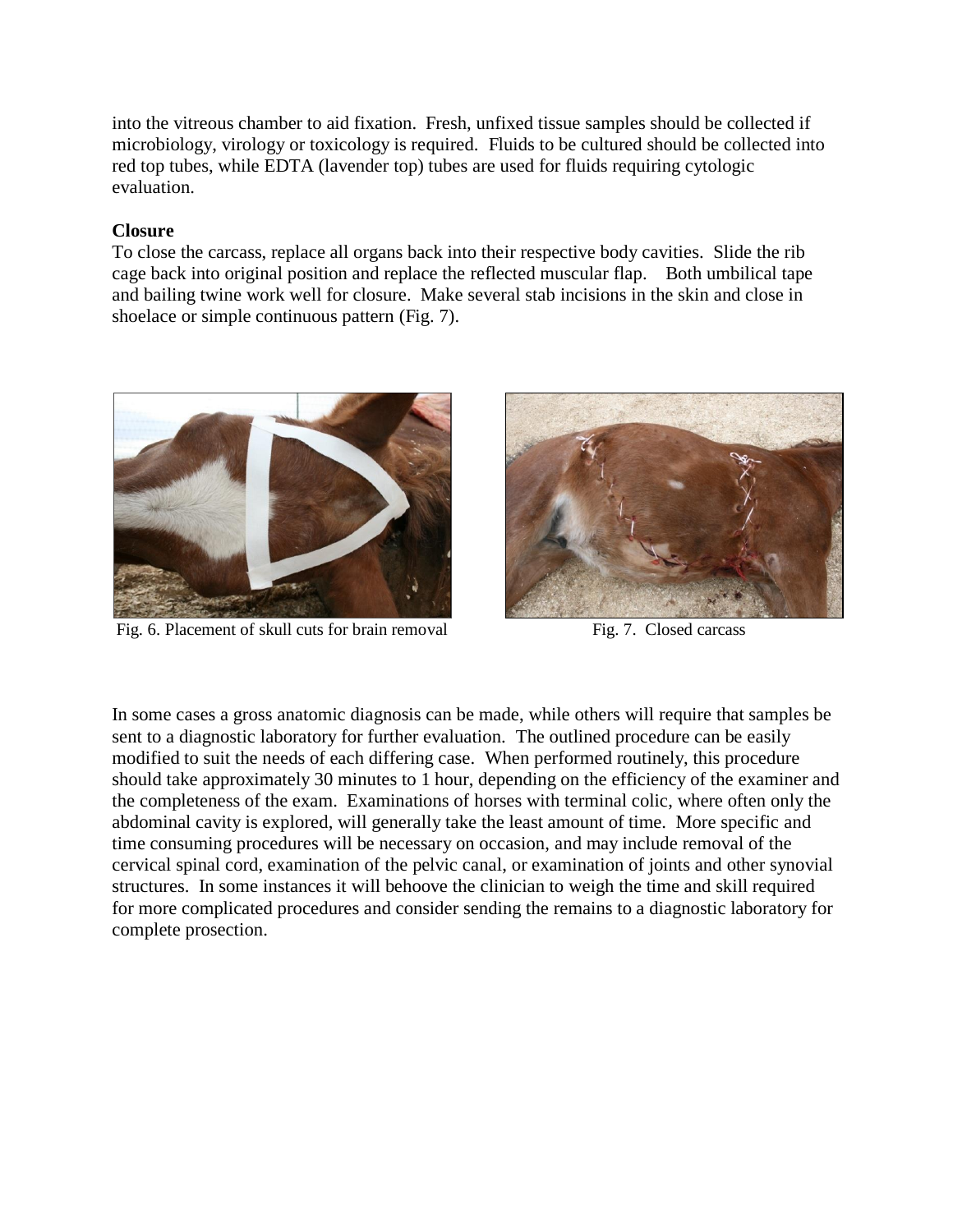into the vitreous chamber to aid fixation. Fresh, unfixed tissue samples should be collected if microbiology, virology or toxicology is required. Fluids to be cultured should be collected into red top tubes, while EDTA (lavender top) tubes are used for fluids requiring cytologic evaluation.

**Closure**

To close the carcass, replace all organs back into their respective body cavities. Slide the rib cage back into original position and replace the reflected muscular flap. Both umbilical tape and bailing twine work well for closure. Make several stab incisions in the skin and close in shoelace or simple continuous pattern (Fig. 7).

Fig. 6. Placement of skull cuts for brain removal

Fig. 7. Closed carcass

In some cases a gross anatomic diagnosis can be made, while others will require that samples be sent to a diagnostic laboratory for further evaluation. The outlined procedure can be easily modified to suit the needs of each differing case. When performed routinely, this procedure should take approximately 30 minutes to 1 hour, depending on the efficiency of the examiner and the completeness of the exam. Examinations of horses with terminal colic, where often only the abdominal cavity is explored, will generally take the least amount of time. More specific and time consuming procedures will be necessary on occasion, and may include removal of the cervical spinal cord, examination of the pelvic canal, or examination of joints and other synovial structures. In some instances it will behoove the clinician to weigh the time and skill required for more complicated procedures and consider sending the remains to a diagnostic laboratory for complete prosection.